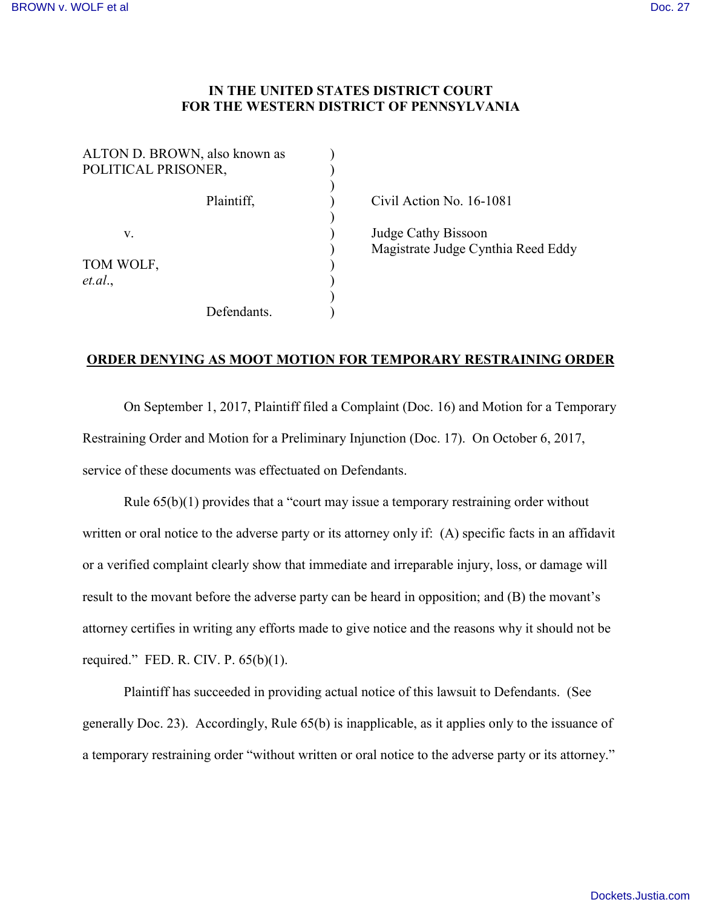**IN THE UNITED STATES DISTRICT COURT**
**FOR THE WESTERN DISTRICT OF PENNSYLVANIA**

| | | |
|---|---|---|
| ALTON D. BROWN, also known as POLITICAL PRISONER, | ) | |
| Plaintiff, | ) | Civil Action No. 16-1081 |
| v. | ) | Judge Cathy Bissoon |
| | ) | Magistrate Judge Cynthia Reed Eddy |
| TOM WOLF, *et.al*., | ) | |
| Defendants. | ) | |

**ORDER DENYING AS MOOT MOTION FOR TEMPORARY RESTRAINING ORDER**

On September 1, 2017, Plaintiff filed a Complaint (Doc. 16) and Motion for a Temporary Restraining Order and Motion for a Preliminary Injunction (Doc. 17). On October 6, 2017, service of these documents was effectuated on Defendants.

Rule 65(b)(1) provides that a "court may issue a temporary restraining order without written or oral notice to the adverse party or its attorney only if: (A) specific facts in an affidavit or a verified complaint clearly show that immediate and irreparable injury, loss, or damage will result to the movant before the adverse party can be heard in opposition; and (B) the movant's attorney certifies in writing any efforts made to give notice and the reasons why it should not be required." FED. R. CIV. P. 65(b)(1).

Plaintiff has succeeded in providing actual notice of this lawsuit to Defendants. (See generally Doc. 23). Accordingly, Rule 65(b) is inapplicable, as it applies only to the issuance of a temporary restraining order "without written or oral notice to the adverse party or its attorney."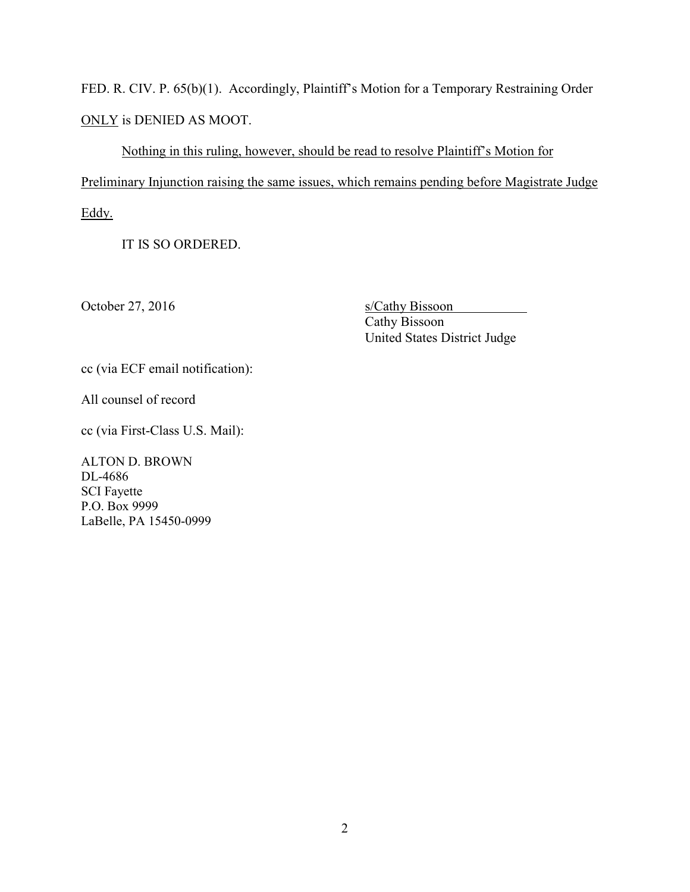FED. R. CIV. P. 65(b)(1). Accordingly, Plaintiff's Motion for a Temporary Restraining Order <u>ONLY</u> is DENIED AS MOOT.

<u>Nothing in this ruling, however, should be read to resolve Plaintiff's Motion for Preliminary Injunction raising the same issues, which remains pending before Magistrate Judge Eddy.</u>

IT IS SO ORDERED.

October 27, 2016

s/Cathy Bissoon
Cathy Bissoon
United States District Judge

cc (via ECF email notification):

All counsel of record

cc (via First-Class U.S. Mail):

ALTON D. BROWN
DL-4686
SCI Fayette
P.O. Box 9999
LaBelle, PA 15450-0999